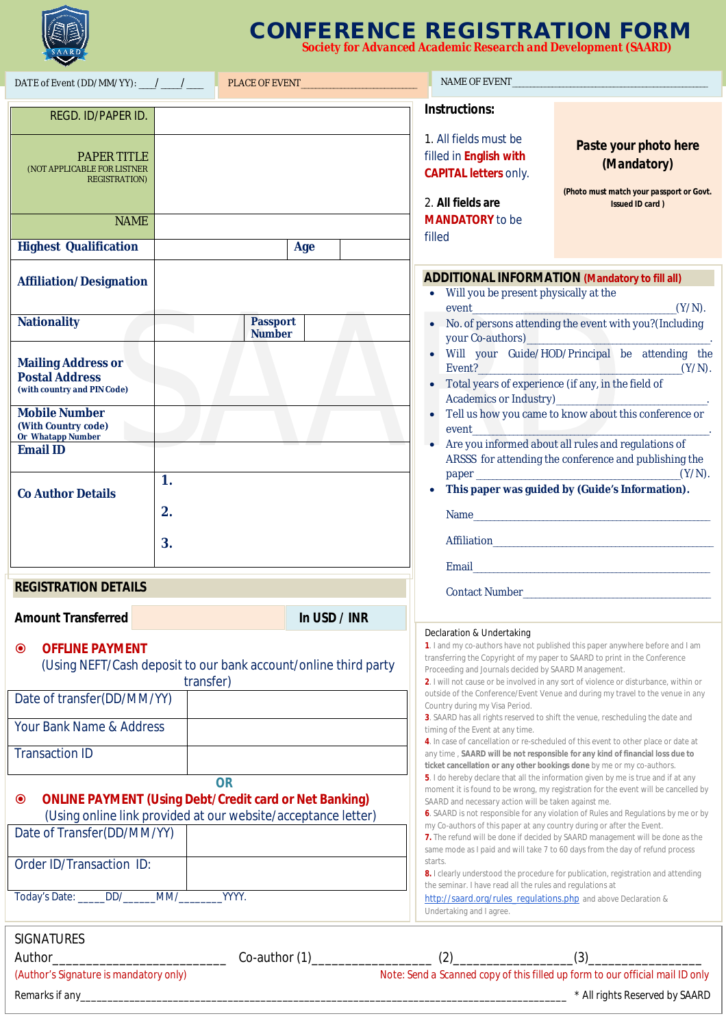# CONFERENCE REGISTRATION FORM

**Society for Advanced Academic Research and Development (SAARD)**

DATE of Event (DD/MM/YY): ___/ ____/ ___ PLACE OF EVENT___________________________ NAME OF EVENT___________________________________________

| | | | |
|---|---|---|---|
| REGD. ID/PAPER ID. | | | |
| PAPER TITLE (NOT APPLICABLE FOR LISTNER REGISTRATION) | | | |
| NAME | | | |
| **Highest Qualification** | | **Age** | |
| **Affiliation/Designation** | | | |
| **Nationality** | | **Passport Number** | |
| **Mailing Address or Postal Address** (with country and PIN Code) | | | |
| **Mobile Number** (With Country code) Or Whatapp Number | | | |
| **Email ID** | | | |
| **Co Author Details** | **1.** <br> **2.** <br> **3.** | | |

## Instructions:

1. All fields must be filled in **English with CAPITAL letters** only.
2. **All fields are MANDATORY** to be filled

**Paste your photo here (Mandatory)**

**(Photo must match your passport or Govt. Issued ID card )**

## ADDITIONAL INFORMATION (Mandatory to fill all)

- Will you be present physically at the event_________________________________(Y/N).
- No. of persons attending the event with you?(Including your Co-authors)_____________________________.
- Will your Guide/HOD/Principal be attending the Event?__________________________________(Y/N).
- Total years of experience (if any, in the field of Academics or Industry)________________________.
- Tell us how you came to know about this conference or event____________________________________.
- Are you informed about all rules and regulations of ARSSS for attending the conference and publishing the paper ________________________________(Y/N).
- **This paper was guided by (Guide's Information).**

  Name_________________________________________

  Affiliation_____________________________________

  Email_________________________________________

  Contact Number_________________________________

## REGISTRATION DETAILS

| **Amount Transferred** | | **In USD / INR** |
|---|---|---|

**OFFLINE PAYMENT**
(Using NEFT/Cash deposit to our bank account/online third party transfer)

| | |
|---|---|
| Date of transfer(DD/MM/YY) | |
| Your Bank Name & Address | |
| Transaction ID | |

OR

**ONLINE PAYMENT (Using Debt/Credit card or Net Banking)**
(Using online link provided at our website/acceptance letter)

| | |
|---|---|
| Date of Transfer(DD/MM/YY) | |
| Order ID/Transaction ID: | |

Today's Date: _____DD/______MM/_______YYYY.

### Declaration & Undertaking

1. I and my co-authors have not published this paper anywhere before and I am transferring the Copyright of my paper to SAARD to print in the Conference Proceeding and Journals decided by SAARD Management.
2. I will not cause or be involved in any sort of violence or disturbance, within or outside of the Conference/Event Venue and during my travel to the venue in any Country during my Visa Period.
3. SAARD has all rights reserved to shift the venue, rescheduling the date and timing of the Event at any time.
4. In case of cancellation or re-scheduled of this event to other place or date at any time , **SAARD will be not responsible for any kind of financial loss due to ticket cancellation or any other bookings done** by me or my co-authors.
5. I do hereby declare that all the information given by me is true and if at any moment it is found to be wrong, my registration for the event will be cancelled by SAARD and necessary action will be taken against me.
6. SAARD is not responsible for any violation of Rules and Regulations by me or by my Co-authors of this paper at any country during or after the Event.
7. The refund will be done if decided by SAARD management will be done as the same mode as I paid and will take 7 to 60 days from the day of refund process starts.
8. I clearly understood the procedure for publication, registration and attending the seminar. I have read all the rules and regulations at http://saard.org/rules_regulations.php and above Declaration & Undertaking and I agree.

## SIGNATURES

Author________________________ Co-author (1)________________ (2)________________(3)________________

(Author's Signature is mandatory only) Note: Send a Scanned copy of this filled up form to our official mail ID only

Remarks if any____________________________________________________________________________________ * All rights Reserved by SAARD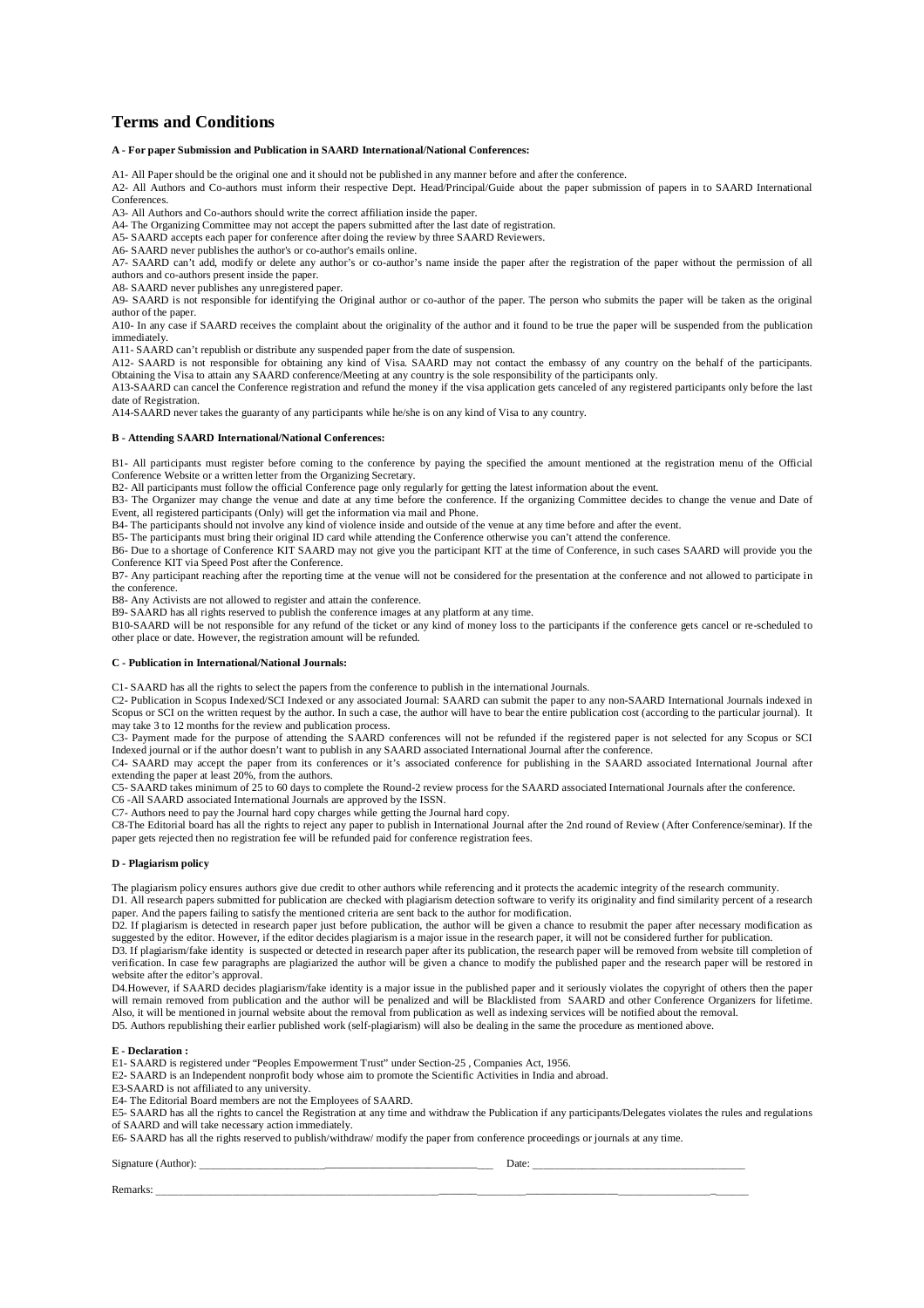# Terms and Conditions

**A - For paper Submission and Publication in SAARD International/National Conferences:**

A1- All Paper should be the original one and it should not be published in any manner before and after the conference.
A2- All Authors and Co-authors must inform their respective Dept. Head/Principal/Guide about the paper submission of papers in to SAARD International Conferences.
A3- All Authors and Co-authors should write the correct affiliation inside the paper.
A4- The Organizing Committee may not accept the papers submitted after the last date of registration.
A5- SAARD accepts each paper for conference after doing the review by three SAARD Reviewers.
A6- SAARD never publishes the author's or co-author's emails online.
A7- SAARD can't add, modify or delete any author's or co-author's name inside the paper after the registration of the paper without the permission of all authors and co-authors present inside the paper.
A8- SAARD never publishes any unregistered paper.
A9- SAARD is not responsible for identifying the Original author or co-author of the paper. The person who submits the paper will be taken as the original author of the paper.
A10- In any case if SAARD receives the complaint about the originality of the author and it found to be true the paper will be suspended from the publication immediately.
A11- SAARD can't republish or distribute any suspended paper from the date of suspension.
A12- SAARD is not responsible for obtaining any kind of Visa. SAARD may not contact the embassy of any country on the behalf of the participants. Obtaining the Visa to attain any SAARD conference/Meeting at any country is the sole responsibility of the participants only.
A13-SAARD can cancel the Conference registration and refund the money if the visa application gets canceled of any registered participants only before the last date of Registration.
A14-SAARD never takes the guaranty of any participants while he/she is on any kind of Visa to any country.

**B - Attending SAARD International/National Conferences:**

B1- All participants must register before coming to the conference by paying the specified the amount mentioned at the registration menu of the Official Conference Website or a written letter from the Organizing Secretary.
B2- All participants must follow the official Conference page only regularly for getting the latest information about the event.
B3- The Organizer may change the venue and date at any time before the conference. If the organizing Committee decides to change the venue and Date of Event, all registered participants (Only) will get the information via mail and Phone.
B4- The participants should not involve any kind of violence inside and outside of the venue at any time before and after the event.
B5- The participants must bring their original ID card while attending the Conference otherwise you can't attend the conference.
B6- Due to a shortage of Conference KIT SAARD may not give you the participant KIT at the time of Conference, in such cases SAARD will provide you the Conference KIT via Speed Post after the Conference.
B7- Any participant reaching after the reporting time at the venue will not be considered for the presentation at the conference and not allowed to participate in the conference.
B8- Any Activists are not allowed to register and attain the conference.
B9- SAARD has all rights reserved to publish the conference images at any platform at any time.
B10-SAARD will be not responsible for any refund of the ticket or any kind of money loss to the participants if the conference gets cancel or re-scheduled to other place or date. However, the registration amount will be refunded.

**C - Publication in International/National Journals:**

C1- SAARD has all the rights to select the papers from the conference to publish in the international Journals.
C2- Publication in Scopus Indexed/SCI Indexed or any associated Journal: SAARD can submit the paper to any non-SAARD International Journals indexed in Scopus or SCI on the written request by the author. In such a case, the author will have to bear the entire publication cost (according to the particular journal). It may take 3 to 12 months for the review and publication process.
C3- Payment made for the purpose of attending the SAARD conferences will not be refunded if the registered paper is not selected for any Scopus or SCI Indexed journal or if the author doesn't want to publish in any SAARD associated International Journal after the conference.
C4- SAARD may accept the paper from its conferences or it's associated conference for publishing in the SAARD associated International Journal after extending the paper at least 20%, from the authors.
C5- SAARD takes minimum of 25 to 60 days to complete the Round-2 review process for the SAARD associated International Journals after the conference.
C6 -All SAARD associated International Journals are approved by the ISSN.
C7- Authors need to pay the Journal hard copy charges while getting the Journal hard copy.
C8-The Editorial board has all the rights to reject any paper to publish in International Journal after the 2nd round of Review (After Conference/seminar). If the paper gets rejected then no registration fee will be refunded paid for conference registration fees.

**D - Plagiarism policy**

The plagiarism policy ensures authors give due credit to other authors while referencing and it protects the academic integrity of the research community.
D1. All research papers submitted for publication are checked with plagiarism detection software to verify its originality and find similarity percent of a research paper. And the papers failing to satisfy the mentioned criteria are sent back to the author for modification.
D2. If plagiarism is detected in research paper just before publication, the author will be given a chance to resubmit the paper after necessary modification as suggested by the editor. However, if the editor decides plagiarism is a major issue in the research paper, it will not be considered further for publication.
D3. If plagiarism/fake identity is suspected or detected in research paper after its publication, the research paper will be removed from website till completion of verification. In case few paragraphs are plagiarized the author will be given a chance to modify the published paper and the research paper will be restored in website after the editor's approval.
D4.However, if SAARD decides plagiarism/fake identity is a major issue in the published paper and it seriously violates the copyright of others then the paper will remain removed from publication and the author will be penalized and will be Blacklisted from SAARD and other Conference Organizers for lifetime. Also, it will be mentioned in journal website about the removal from publication as well as indexing services will be notified about the removal.
D5. Authors republishing their earlier published work (self-plagiarism) will also be dealing in the same the procedure as mentioned above.

**E - Declaration :**
E1- SAARD is registered under "Peoples Empowerment Trust" under Section-25 , Companies Act, 1956.
E2- SAARD is an Independent nonprofit body whose aim to promote the Scientific Activities in India and abroad.
E3-SAARD is not affiliated to any university.
E4- The Editorial Board members are not the Employees of SAARD.
E5- SAARD has all the rights to cancel the Registration at any time and withdraw the Publication if any participants/Delegates violates the rules and regulations of SAARD and will take necessary action immediately.
E6- SAARD has all the rights reserved to publish/withdraw/ modify the paper from conference proceedings or journals at any time.

Signature (Author): ____________________________________________ Date: ______________________________

Remarks: ________________________________________________________________________________